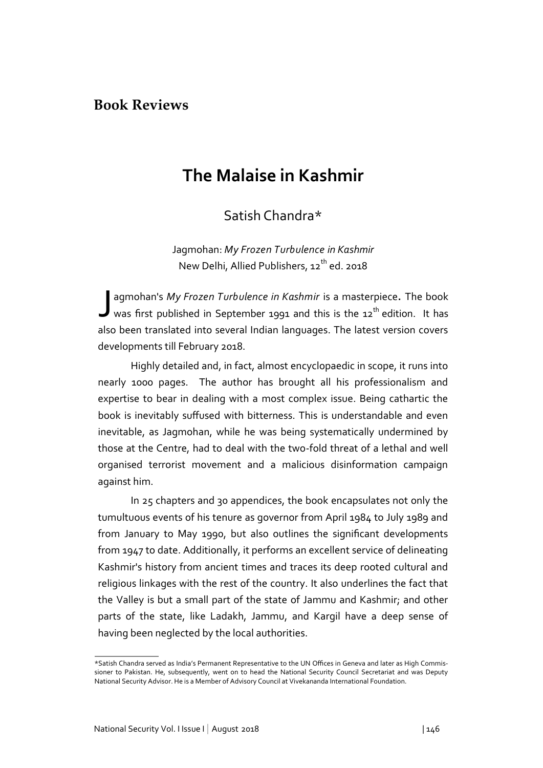## Book Reviews

# The Malaise in Kashmir

Satish Chandra*

Jagmohan: *My Frozen Turbulence in Kashmir*
New Delhi, Allied Publishers, 12th ed. 2018

Jagmohan's *My Frozen Turbulence in Kashmir* is a masterpiece**.** The book was first published in September 1991 and this is the 12th edition. It has also been translated into several Indian languages. The latest version covers developments till February 2018.

Highly detailed and, in fact, almost encyclopaedic in scope, it runs into nearly 1000 pages. The author has brought all his professionalism and expertise to bear in dealing with a most complex issue. Being cathartic the book is inevitably suffused with bitterness. This is understandable and even inevitable, as Jagmohan, while he was being systematically undermined by those at the Centre, had to deal with the two-fold threat of a lethal and well organised terrorist movement and a malicious disinformation campaign against him.

In 25 chapters and 30 appendices, the book encapsulates not only the tumultuous events of his tenure as governor from April 1984 to July 1989 and from January to May 1990, but also outlines the significant developments from 1947 to date. Additionally, it performs an excellent service of delineating Kashmir's history from ancient times and traces its deep rooted cultural and religious linkages with the rest of the country. It also underlines the fact that the Valley is but a small part of the state of Jammu and Kashmir; and other parts of the state, like Ladakh, Jammu, and Kargil have a deep sense of having been neglected by the local authorities.

---

*Satish Chandra served as India's Permanent Representative to the UN Offices in Geneva and later as High Commissioner to Pakistan. He, subsequently, went on to head the National Security Council Secretariat and was Deputy National Security Advisor. He is a Member of Advisory Council at Vivekananda International Foundation.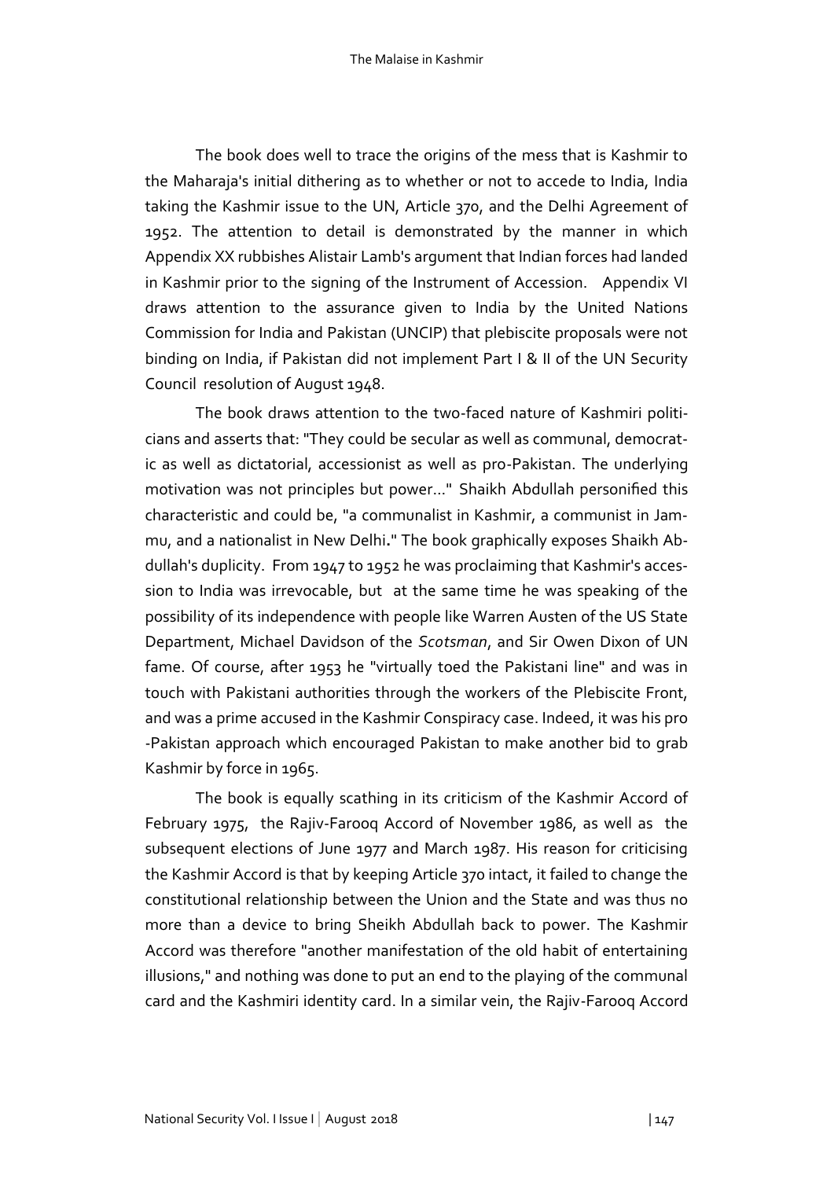The book does well to trace the origins of the mess that is Kashmir to the Maharaja's initial dithering as to whether or not to accede to India, India taking the Kashmir issue to the UN, Article 370, and the Delhi Agreement of 1952. The attention to detail is demonstrated by the manner in which Appendix XX rubbishes Alistair Lamb's argument that Indian forces had landed in Kashmir prior to the signing of the Instrument of Accession. Appendix VI draws attention to the assurance given to India by the United Nations Commission for India and Pakistan (UNCIP) that plebiscite proposals were not binding on India, if Pakistan did not implement Part I & II of the UN Security Council resolution of August 1948.

The book draws attention to the two-faced nature of Kashmiri politicians and asserts that: "They could be secular as well as communal, democratic as well as dictatorial, accessionist as well as pro-Pakistan. The underlying motivation was not principles but power..." Shaikh Abdullah personified this characteristic and could be, "a communalist in Kashmir, a communist in Jammu, and a nationalist in New Delhi**.**" The book graphically exposes Shaikh Abdullah's duplicity. From 1947 to 1952 he was proclaiming that Kashmir's accession to India was irrevocable, but at the same time he was speaking of the possibility of its independence with people like Warren Austen of the US State Department, Michael Davidson of the *Scotsman*, and Sir Owen Dixon of UN fame. Of course, after 1953 he "virtually toed the Pakistani line" and was in touch with Pakistani authorities through the workers of the Plebiscite Front, and was a prime accused in the Kashmir Conspiracy case. Indeed, it was his pro-Pakistan approach which encouraged Pakistan to make another bid to grab Kashmir by force in 1965.

The book is equally scathing in its criticism of the Kashmir Accord of February 1975, the Rajiv-Farooq Accord of November 1986, as well as the subsequent elections of June 1977 and March 1987. His reason for criticising the Kashmir Accord is that by keeping Article 370 intact, it failed to change the constitutional relationship between the Union and the State and was thus no more than a device to bring Sheikh Abdullah back to power. The Kashmir Accord was therefore "another manifestation of the old habit of entertaining illusions," and nothing was done to put an end to the playing of the communal card and the Kashmiri identity card. In a similar vein, the Rajiv-Farooq Accord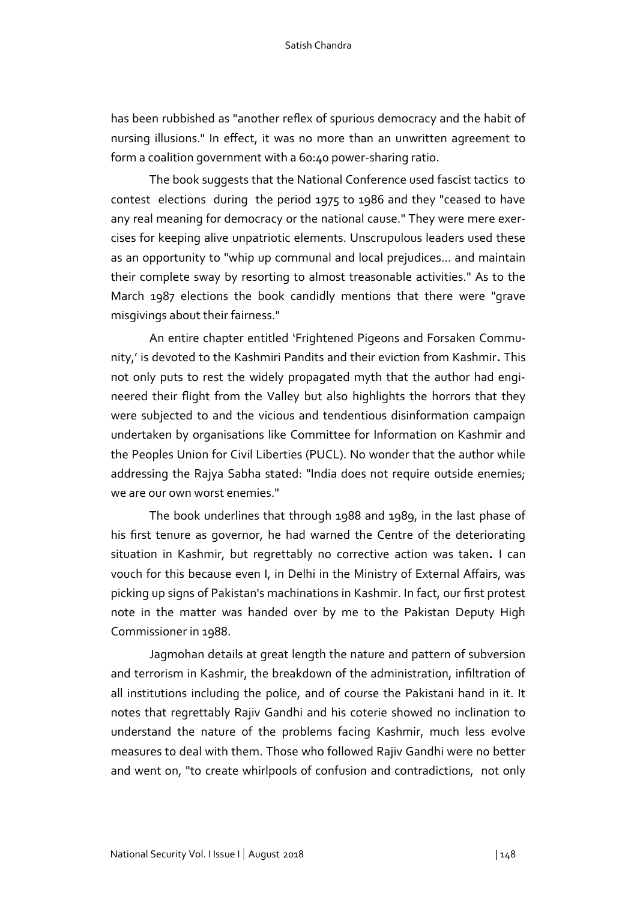has been rubbished as "another reflex of spurious democracy and the habit of nursing illusions." In effect, it was no more than an unwritten agreement to form a coalition government with a 60:40 power-sharing ratio.

The book suggests that the National Conference used fascist tactics to contest elections during the period 1975 to 1986 and they "ceased to have any real meaning for democracy or the national cause." They were mere exercises for keeping alive unpatriotic elements. Unscrupulous leaders used these as an opportunity to "whip up communal and local prejudices... and maintain their complete sway by resorting to almost treasonable activities." As to the March 1987 elections the book candidly mentions that there were "grave misgivings about their fairness."

An entire chapter entitled 'Frightened Pigeons and Forsaken Community,' is devoted to the Kashmiri Pandits and their eviction from Kashmir**.** This not only puts to rest the widely propagated myth that the author had engineered their flight from the Valley but also highlights the horrors that they were subjected to and the vicious and tendentious disinformation campaign undertaken by organisations like Committee for Information on Kashmir and the Peoples Union for Civil Liberties (PUCL). No wonder that the author while addressing the Rajya Sabha stated: "India does not require outside enemies; we are our own worst enemies."

The book underlines that through 1988 and 1989, in the last phase of his first tenure as governor, he had warned the Centre of the deteriorating situation in Kashmir, but regrettably no corrective action was taken**.** I can vouch for this because even I, in Delhi in the Ministry of External Affairs, was picking up signs of Pakistan's machinations in Kashmir. In fact, our first protest note in the matter was handed over by me to the Pakistan Deputy High Commissioner in 1988.

Jagmohan details at great length the nature and pattern of subversion and terrorism in Kashmir, the breakdown of the administration, infiltration of all institutions including the police, and of course the Pakistani hand in it. It notes that regrettably Rajiv Gandhi and his coterie showed no inclination to understand the nature of the problems facing Kashmir, much less evolve measures to deal with them. Those who followed Rajiv Gandhi were no better and went on, "to create whirlpools of confusion and contradictions, not only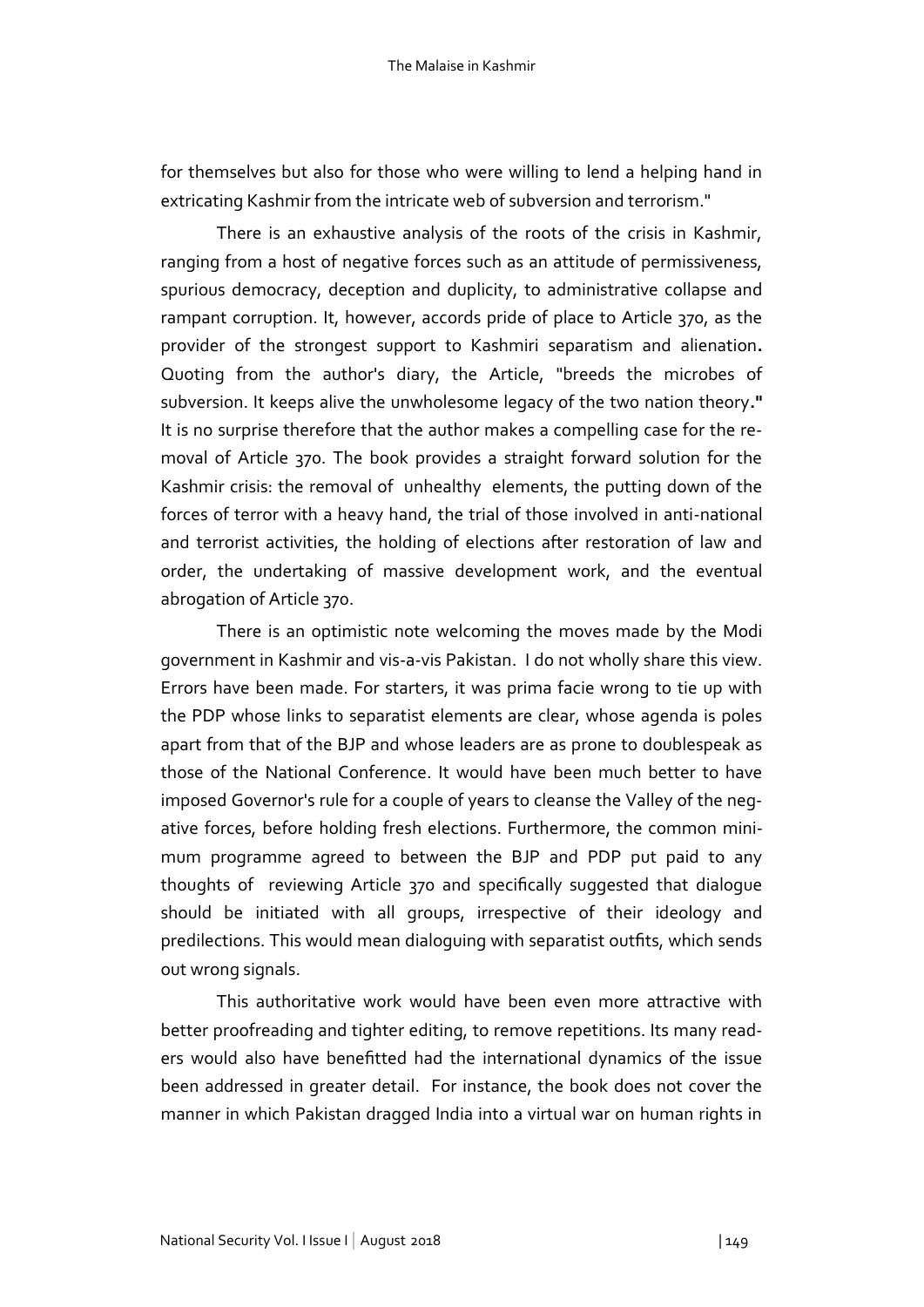for themselves but also for those who were willing to lend a helping hand in extricating Kashmir from the intricate web of subversion and terrorism."

There is an exhaustive analysis of the roots of the crisis in Kashmir, ranging from a host of negative forces such as an attitude of permissiveness, spurious democracy, deception and duplicity, to administrative collapse and rampant corruption. It, however, accords pride of place to Article 370, as the provider of the strongest support to Kashmiri separatism and alienation**.** Quoting from the author's diary, the Article, "breeds the microbes of subversion. It keeps alive the unwholesome legacy of the two nation theory**."** It is no surprise therefore that the author makes a compelling case for the removal of Article 370. The book provides a straight forward solution for the Kashmir crisis: the removal of unhealthy elements, the putting down of the forces of terror with a heavy hand, the trial of those involved in anti-national and terrorist activities, the holding of elections after restoration of law and order, the undertaking of massive development work, and the eventual abrogation of Article 370.

There is an optimistic note welcoming the moves made by the Modi government in Kashmir and vis-a-vis Pakistan. I do not wholly share this view. Errors have been made. For starters, it was prima facie wrong to tie up with the PDP whose links to separatist elements are clear, whose agenda is poles apart from that of the BJP and whose leaders are as prone to doublespeak as those of the National Conference. It would have been much better to have imposed Governor's rule for a couple of years to cleanse the Valley of the negative forces, before holding fresh elections. Furthermore, the common minimum programme agreed to between the BJP and PDP put paid to any thoughts of reviewing Article 370 and specifically suggested that dialogue should be initiated with all groups, irrespective of their ideology and predilections. This would mean dialoguing with separatist outfits, which sends out wrong signals.

This authoritative work would have been even more attractive with better proofreading and tighter editing, to remove repetitions. Its many readers would also have benefitted had the international dynamics of the issue been addressed in greater detail. For instance, the book does not cover the manner in which Pakistan dragged India into a virtual war on human rights in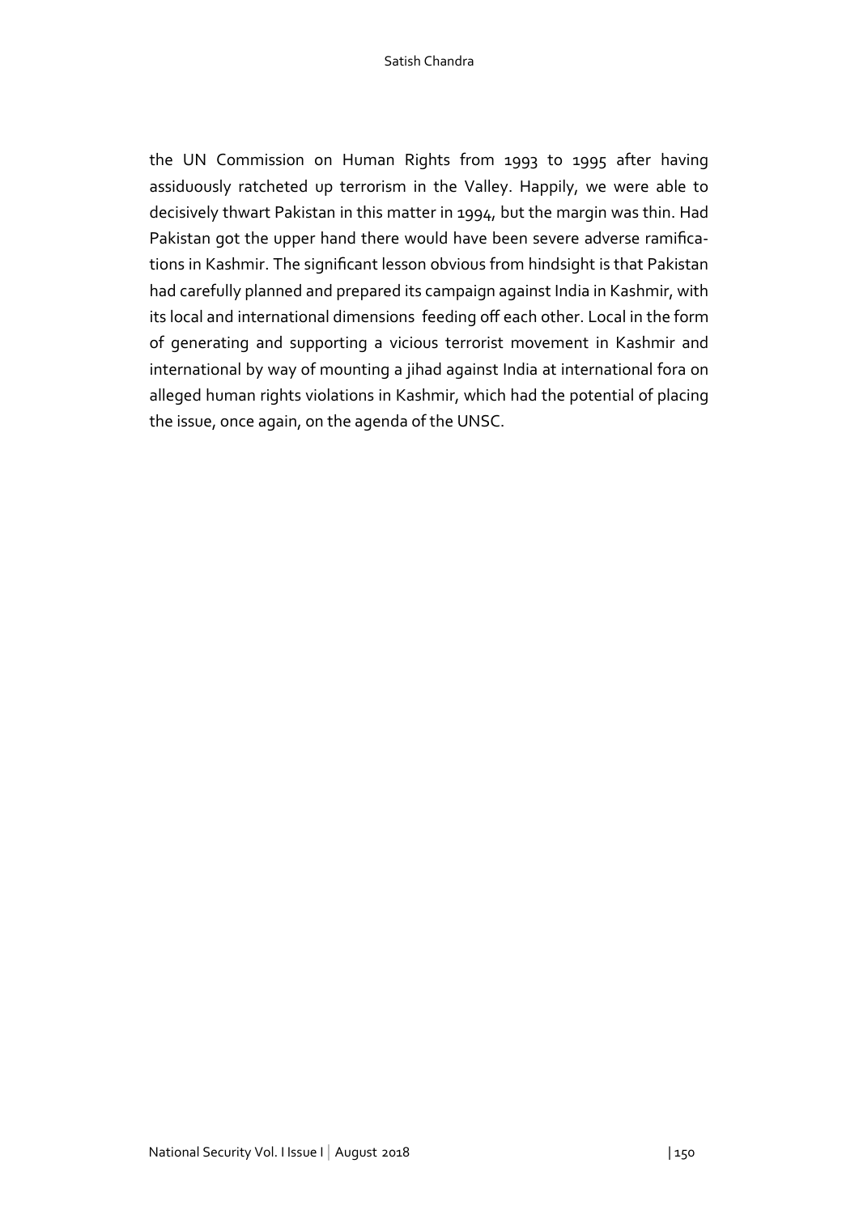the UN Commission on Human Rights from 1993 to 1995 after having assiduously ratcheted up terrorism in the Valley. Happily, we were able to decisively thwart Pakistan in this matter in 1994, but the margin was thin. Had Pakistan got the upper hand there would have been severe adverse ramifications in Kashmir. The significant lesson obvious from hindsight is that Pakistan had carefully planned and prepared its campaign against India in Kashmir, with its local and international dimensions feeding off each other. Local in the form of generating and supporting a vicious terrorist movement in Kashmir and international by way of mounting a jihad against India at international fora on alleged human rights violations in Kashmir, which had the potential of placing the issue, once again, on the agenda of the UNSC.